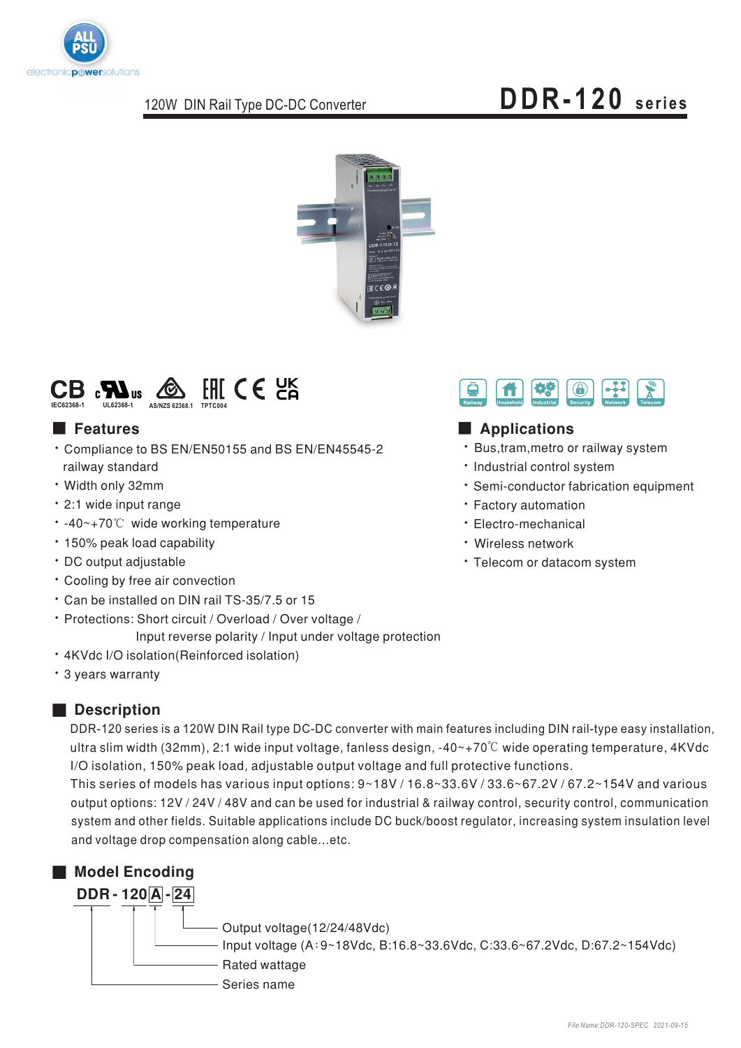120W DIN Rail Type DC-DC Converter

# DDR-120 series

CB IEC62368-1 | UL62368-1 | AS/NZS 62368.1 | TPTC004

## Features

- Compliance to BS EN/EN50155 and BS EN/EN45545-2 railway standard
- Width only 32mm
- 2:1 wide input range
- -40~+70℃ wide working temperature
- 150% peak load capability
- DC output adjustable
- Cooling by free air convection
- Can be installed on DIN rail TS-35/7.5 or 15
- Protections: Short circuit / Overload / Over voltage / Input reverse polarity / Input under voltage protection
- 4KVdc I/O isolation(Reinforced isolation)
- 3 years warranty

Railway | Household | Industrial | Security | Network | Telecom

## Applications

- Bus,tram,metro or railway system
- Industrial control system
- Semi-conductor fabrication equipment
- Factory automation
- Electro-mechanical
- Wireless network
- Telecom or datacom system

## Description

DDR-120 series is a 120W DIN Rail type DC-DC converter with main features including DIN rail-type easy installation, ultra slim width (32mm), 2:1 wide input voltage, fanless design, -40~+70℃ wide operating temperature, 4KVdc I/O isolation, 150% peak load, adjustable output voltage and full protective functions.

This series of models has various input options: 9~18V / 16.8~33.6V / 33.6~67.2V / 67.2~154V and various output options: 12V / 24V / 48V and can be used for industrial & railway control, security control, communication system and other fields. Suitable applications include DC buck/boost regulator, increasing system insulation level and voltage drop compensation along cable...etc.

## Model Encoding

**DDR - 120 A - 24**

- 24: Output voltage(12/24/48Vdc)
- A: Input voltage (A：9~18Vdc, B:16.8~33.6Vdc, C:33.6~67.2Vdc, D:67.2~154Vdc)
- 120: Rated wattage
- DDR: Series name

File Name:DDR-120-SPEC 2021-09-15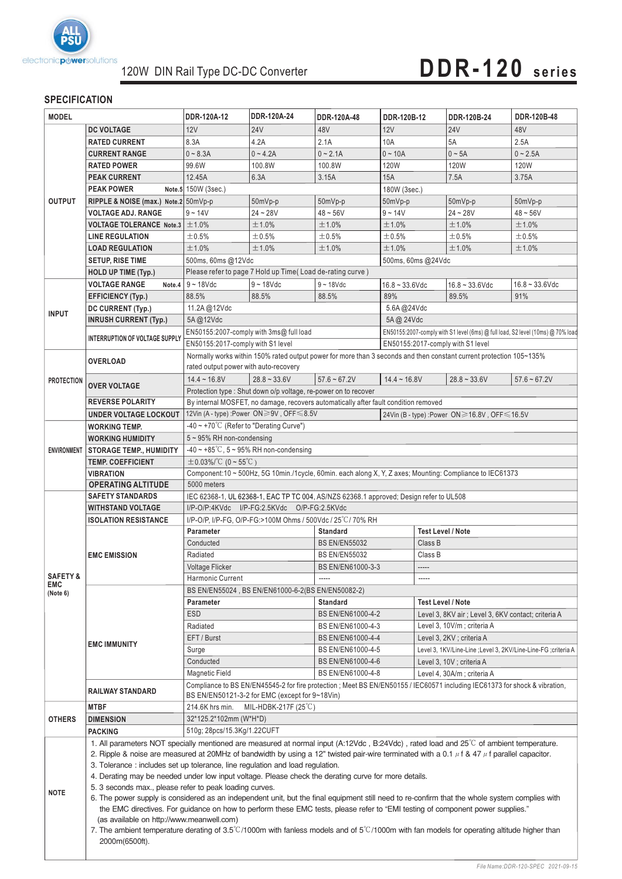120W DIN Rail Type DC-DC Converter

# DDR-120 series

## SPECIFICATION

| MODEL | | DDR-120A-12 | DDR-120A-24 | DDR-120A-48 | DDR-120B-12 | DDR-120B-24 | DDR-120B-48 |
|---|---|---|---|---|---|---|---|
| OUTPUT | DC VOLTAGE | 12V | 24V | 48V | 12V | 24V | 48V |
| | RATED CURRENT | 8.3A | 4.2A | 2.1A | 10A | 5A | 2.5A |
| | CURRENT RANGE | 0 ~ 8.3A | 0 ~ 4.2A | 0 ~ 2.1A | 0 ~ 10A | 0 ~ 5A | 0 ~ 2.5A |
| | RATED POWER | 99.6W | 100.8W | 100.8W | 120W | 120W | 120W |
| | PEAK CURRENT | 12.45A | 6.3A | 3.15A | 15A | 7.5A | 3.75A |
| | PEAK POWER Note.5 | 150W (3sec.) | | | 180W (3sec.) | | |
| | RIPPLE & NOISE (max.) Note.2 | 50mVp-p | 50mVp-p | 50mVp-p | 50mVp-p | 50mVp-p | 50mVp-p |
| | VOLTAGE ADJ. RANGE | 9 ~ 14V | 24 ~ 28V | 48 ~ 56V | 9 ~ 14V | 24 ~ 28V | 48 ~ 56V |
| | VOLTAGE TOLERANCE Note.3 | ±1.0% | ±1.0% | ±1.0% | ±1.0% | ±1.0% | ±1.0% |
| | LINE REGULATION | ±0.5% | ±0.5% | ±0.5% | ±0.5% | ±0.5% | ±0.5% |
| | LOAD REGULATION | ±1.0% | ±1.0% | ±1.0% | ±1.0% | ±1.0% | ±1.0% |
| | SETUP, RISE TIME | 500ms, 60ms @12Vdc | | | 500ms, 60ms @24Vdc | | |
| | HOLD UP TIME (Typ.) | Please refer to page 7 Hold up Time( Load de-rating curve ) | | | | | |
| INPUT | VOLTAGE RANGE Note.4 | 9 ~ 18Vdc | 9 ~ 18Vdc | 9 ~ 18Vdc | 16.8 ~ 33.6Vdc | 16.8 ~ 33.6Vdc | 16.8 ~ 33.6Vdc |
| | EFFICIENCY (Typ.) | 88.5% | 88.5% | 88.5% | 89% | 89.5% | 91% |
| | DC CURRENT (Typ.) | 11.2A @12Vdc | | | 5.6A @24Vdc | | |
| | INRUSH CURRENT (Typ.) | 5A @12Vdc | | | 5A @ 24Vdc | | |
| | INTERRUPTION OF VOLTAGE SUPPLY | EN50155:2007-comply with 3ms@ full load | | | EN50155:2007-comply with S1 level (6ms) @ full load, S2 level (10ms) @ 70% load | | |
| | | EN50155:2017-comply with S1 level | | | EN50155:2017-comply with S1 level | | |
| PROTECTION | OVERLOAD | Normally works within 150% rated output power for more than 3 seconds and then constant current protection 105~135% rated output power with auto-recovery | | | | | |
| | OVER VOLTAGE | 14.4 ~ 16.8V | 28.8 ~ 33.6V | 57.6 ~ 67.2V | 14.4 ~ 16.8V | 28.8 ~ 33.6V | 57.6 ~ 67.2V |
| | | Protection type : Shut down o/p voltage, re-power on to recover | | | | | |
| | REVERSE POLARITY | By internal MOSFET, no damage, recovers automatically after fault condition removed | | | | | |
| | UNDER VOLTAGE LOCKOUT | 12Vin (A - type) :Power ON≥9V , OFF≤8.5V | | | 24Vin (B - type) :Power ON≥16.8V , OFF≤16.5V | | |
| ENVIRONMENT | WORKING TEMP. | -40 ~ +70℃ (Refer to "Derating Curve") | | | | | |
| | WORKING HUMIDITY | 5 ~ 95% RH non-condensing | | | | | |
| | STORAGE TEMP., HUMIDITY | -40 ~ +85℃, 5 ~ 95% RH non-condensing | | | | | |
| | TEMP. COEFFICIENT | ±0.03%/℃ (0 ~ 55℃) | | | | | |
| | VIBRATION | Component:10 ~ 500Hz, 5G 10min./1cycle, 60min. each along X, Y, Z axes; Mounting: Compliance to IEC61373 | | | | | |
| | OPERATING ALTITUDE | 5000 meters | | | | | |
| SAFETY & EMC (Note 6) | SAFETY STANDARDS | IEC 62368-1, UL 62368-1, EAC TP TC 004, AS/NZS 62368.1 approved; Design refer to UL508 | | | | | |
| | WITHSTAND VOLTAGE | I/P-O/P:4KVdc I/P-FG:2.5KVdc O/P-FG:2.5KVdc | | | | | |
| | ISOLATION RESISTANCE | I/P-O/P, I/P-FG, O/P-FG:>100M Ohms / 500Vdc / 25℃/ 70% RH | | | | | |
| | EMC EMISSION | Parameter | | Standard | Test Level / Note | | |
| | | Conducted | | BS EN/EN55032 | Class B | | |
| | | Radiated | | BS EN/EN55032 | Class B | | |
| | | Voltage Flicker | | BS EN/EN61000-3-3 | ----- | | |
| | | Harmonic Current | | ----- | ----- | | |
| | EMC IMMUNITY | BS EN/EN55024 , BS EN/EN61000-6-2(BS EN/EN50082-2) | | | | | |
| | | Parameter | | Standard | Test Level / Note | | |
| | | ESD | | BS EN/EN61000-4-2 | Level 3, 8KV air ; Level 3, 6KV contact; criteria A | | |
| | | Radiated | | BS EN/EN61000-4-3 | Level 3, 10V/m ; criteria A | | |
| | | EFT / Burst | | BS EN/EN61000-4-4 | Level 3, 2KV ; criteria A | | |
| | | Surge | | BS EN/EN61000-4-5 | Level 3, 1KV/Line-Line ;Level 3, 2KV/Line-Line-FG ;criteria A | | |
| | | Conducted | | BS EN/EN61000-4-6 | Level 3, 10V ; criteria A | | |
| | | Magnetic Field | | BS EN/EN61000-4-8 | Level 4, 30A/m ; criteria A | | |
| | RAILWAY STANDARD | Compliance to BS EN/EN45545-2 for fire protection ; Meet BS EN/EN50155 / IEC60571 including IEC61373 for shock & vibration, BS EN/EN50121-3-2 for EMC (except for 9~18Vin) | | | | | |
| OTHERS | MTBF | 214.6K hrs min. MIL-HDBK-217F (25℃) | | | | | |
| | DIMENSION | 32*125.2*102mm (W*H*D) | | | | | |
| | PACKING | 510g; 28pcs/15.3Kg/1.22CUFT | | | | | |

**NOTE**

1. All parameters NOT specially mentioned are measured at normal input (A:12Vdc , B:24Vdc) , rated load and 25℃ of ambient temperature.
2. Ripple & noise are measured at 20MHz of bandwidth by using a 12" twisted pair-wire terminated with a 0.1 μf & 47 μf parallel capacitor.
3. Tolerance : includes set up tolerance, line regulation and load regulation.
4. Derating may be needed under low input voltage. Please check the derating curve for more details.
5. 3 seconds max., please refer to peak loading curves.
6. The power supply is considered as an independent unit, but the final equipment still need to re-confirm that the whole system complies with the EMC directives. For guidance on how to perform these EMC tests, please refer to "EMI testing of component power supplies." (as available on http://www.meanwell.com)
7. The ambient temperature derating of 3.5℃/1000m with fanless models and of 5℃/1000m with fan models for operating altitude higher than 2000m(6500ft).

*File Name:DDR-120-SPEC 2021-09-15*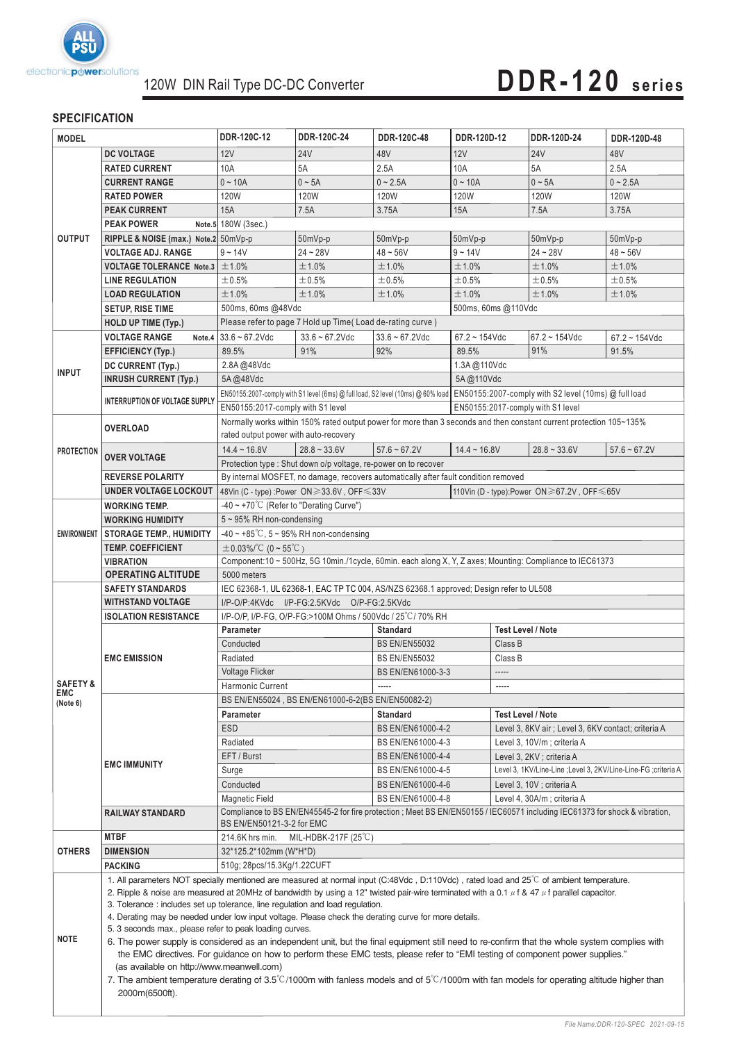# 120W DIN Rail Type DC-DC Converter

# DDR-120 series

## SPECIFICATION

| MODEL | | DDR-120C-12 | DDR-120C-24 | DDR-120C-48 | DDR-120D-12 | DDR-120D-24 | DDR-120D-48 |
|---|---|---|---|---|---|---|---|
| OUTPUT | DC VOLTAGE | 12V | 24V | 48V | 12V | 24V | 48V |
| | RATED CURRENT | 10A | 5A | 2.5A | 10A | 5A | 2.5A |
| | CURRENT RANGE | 0 ~ 10A | 0 ~ 5A | 0 ~ 2.5A | 0 ~ 10A | 0 ~ 5A | 0 ~ 2.5A |
| | RATED POWER | 120W | 120W | 120W | 120W | 120W | 120W |
| | PEAK CURRENT | 15A | 7.5A | 3.75A | 15A | 7.5A | 3.75A |
| | PEAK POWER Note.5 | 180W (3sec.) | | | | | |
| | RIPPLE & NOISE (max.) Note.2 | 50mVp-p | 50mVp-p | 50mVp-p | 50mVp-p | 50mVp-p | 50mVp-p |
| | VOLTAGE ADJ. RANGE | 9 ~ 14V | 24 ~ 28V | 48 ~ 56V | 9 ~ 14V | 24 ~ 28V | 48 ~ 56V |
| | VOLTAGE TOLERANCE Note.3 | ±1.0% | ±1.0% | ±1.0% | ±1.0% | ±1.0% | ±1.0% |
| | LINE REGULATION | ±0.5% | ±0.5% | ±0.5% | ±0.5% | ±0.5% | ±0.5% |
| | LOAD REGULATION | ±1.0% | ±1.0% | ±1.0% | ±1.0% | ±1.0% | ±1.0% |
| | SETUP, RISE TIME | 500ms, 60ms @48Vdc | | | 500ms, 60ms @110Vdc | | |
| | HOLD UP TIME (Typ.) | Please refer to page 7 Hold up Time( Load de-rating curve ) | | | | | |
| INPUT | VOLTAGE RANGE Note.4 | 33.6 ~ 67.2Vdc | 33.6 ~ 67.2Vdc | 33.6 ~ 67.2Vdc | 67.2 ~ 154Vdc | 67.2 ~ 154Vdc | 67.2 ~ 154Vdc |
| | EFFICIENCY (Typ.) | 89.5% | 91% | 92% | 89.5% | 91% | 91.5% |
| | DC CURRENT (Typ.) | 2.8A @48Vdc | | | 1.3A @110Vdc | | |
| | INRUSH CURRENT (Typ.) | 5A @48Vdc | | | 5A @110Vdc | | |
| | INTERRUPTION OF VOLTAGE SUPPLY | EN50155:2007-comply with S1 level (6ms) @ full load, S2 level (10ms) @ 60% load | | | EN50155:2007-comply with S2 level (10ms) @ full load | | |
| | | EN50155:2017-comply with S1 level | | | EN50155:2017-comply with S1 level | | |
| PROTECTION | OVERLOAD | Normally works within 150% rated output power for more than 3 seconds and then constant current protection 105~135% rated output power with auto-recovery | | | | | |
| | OVER VOLTAGE | 14.4 ~ 16.8V | 28.8 ~ 33.6V | 57.6 ~ 67.2V | 14.4 ~ 16.8V | 28.8 ~ 33.6V | 57.6 ~ 67.2V |
| | | Protection type : Shut down o/p voltage, re-power on to recover | | | | | |
| | REVERSE POLARITY | By internal MOSFET, no damage, recovers automatically after fault condition removed | | | | | |
| | UNDER VOLTAGE LOCKOUT | 48Vin (C - type) :Power ON≥33.6V , OFF≤33V | | | 110Vin (D - type):Power ON≥67.2V , OFF≤65V | | |
| ENVIRONMENT | WORKING TEMP. | -40 ~ +70℃ (Refer to "Derating Curve") | | | | | |
| | WORKING HUMIDITY | 5 ~ 95% RH non-condensing | | | | | |
| | STORAGE TEMP., HUMIDITY | -40 ~ +85℃, 5 ~ 95% RH non-condensing | | | | | |
| | TEMP. COEFFICIENT | ±0.03%/℃ (0 ~ 55℃) | | | | | |
| | VIBRATION | Component:10 ~ 500Hz, 5G 10min./1cycle, 60min. each along X, Y, Z axes; Mounting: Compliance to IEC61373 | | | | | |
| | OPERATING ALTITUDE | 5000 meters | | | | | |
| SAFETY & EMC (Note 6) | SAFETY STANDARDS | IEC 62368-1, UL 62368-1, EAC TP TC 004, AS/NZS 62368.1 approved; Design refer to UL508 | | | | | |
| | WITHSTAND VOLTAGE | I/P-O/P:4KVdc I/P-FG:2.5KVdc O/P-FG:2.5KVdc | | | | | |
| | ISOLATION RESISTANCE | I/P-O/P, I/P-FG, O/P-FG:>100M Ohms / 500Vdc / 25℃/ 70% RH | | | | | |
| | EMC EMISSION | Parameter | | Standard | | Test Level / Note | |
| | | Conducted | | BS EN/EN55032 | | Class B | |
| | | Radiated | | BS EN/EN55032 | | Class B | |
| | | Voltage Flicker | | BS EN/EN61000-3-3 | | ----- | |
| | | Harmonic Current | | ----- | | ----- | |
| | EMC IMMUNITY | BS EN/EN55024 , BS EN/EN61000-6-2(BS EN/EN50082-2) | | | | | |
| | | Parameter | | Standard | | Test Level / Note | |
| | | ESD | | BS EN/EN61000-4-2 | | Level 3, 8KV air ; Level 3, 6KV contact; criteria A | |
| | | Radiated | | BS EN/EN61000-4-3 | | Level 3, 10V/m ; criteria A | |
| | | EFT / Burst | | BS EN/EN61000-4-4 | | Level 3, 2KV ; criteria A | |
| | | Surge | | BS EN/EN61000-4-5 | | Level 3, 1KV/Line-Line ;Level 3, 2KV/Line-Line-FG ;criteria A | |
| | | Conducted | | BS EN/EN61000-4-6 | | Level 3, 10V ; criteria A | |
| | | Magnetic Field | | BS EN/EN61000-4-8 | | Level 4, 30A/m ; criteria A | |
| | RAILWAY STANDARD | Compliance to BS EN/EN45545-2 for fire protection ; Meet BS EN/EN50155 / IEC60571 including IEC61373 for shock & vibration, BS EN/EN50121-3-2 for EMC | | | | | |
| OTHERS | MTBF | 214.6K hrs min. MIL-HDBK-217F (25℃) | | | | | |
| | DIMENSION | 32*125.2*102mm (W*H*D) | | | | | |
| | PACKING | 510g; 28pcs/15.3Kg/1.22CUFT | | | | | |

**NOTE**

1. All parameters NOT specially mentioned are measured at normal input (C:48Vdc , D:110Vdc) , rated load and 25℃ of ambient temperature.
2. Ripple & noise are measured at 20MHz of bandwidth by using a 12" twisted pair-wire terminated with a 0.1 μf & 47 μf parallel capacitor.
3. Tolerance : includes set up tolerance, line regulation and load regulation.
4. Derating may be needed under low input voltage. Please check the derating curve for more details.
5. 3 seconds max., please refer to peak loading curves.
6. The power supply is considered as an independent unit, but the final equipment still need to re-confirm that the whole system complies with the EMC directives. For guidance on how to perform these EMC tests, please refer to "EMI testing of component power supplies." (as available on http://www.meanwell.com)
7. The ambient temperature derating of 3.5℃/1000m with fanless models and of 5℃/1000m with fan models for operating altitude higher than 2000m(6500ft).

File Name:DDR-120-SPEC 2021-09-15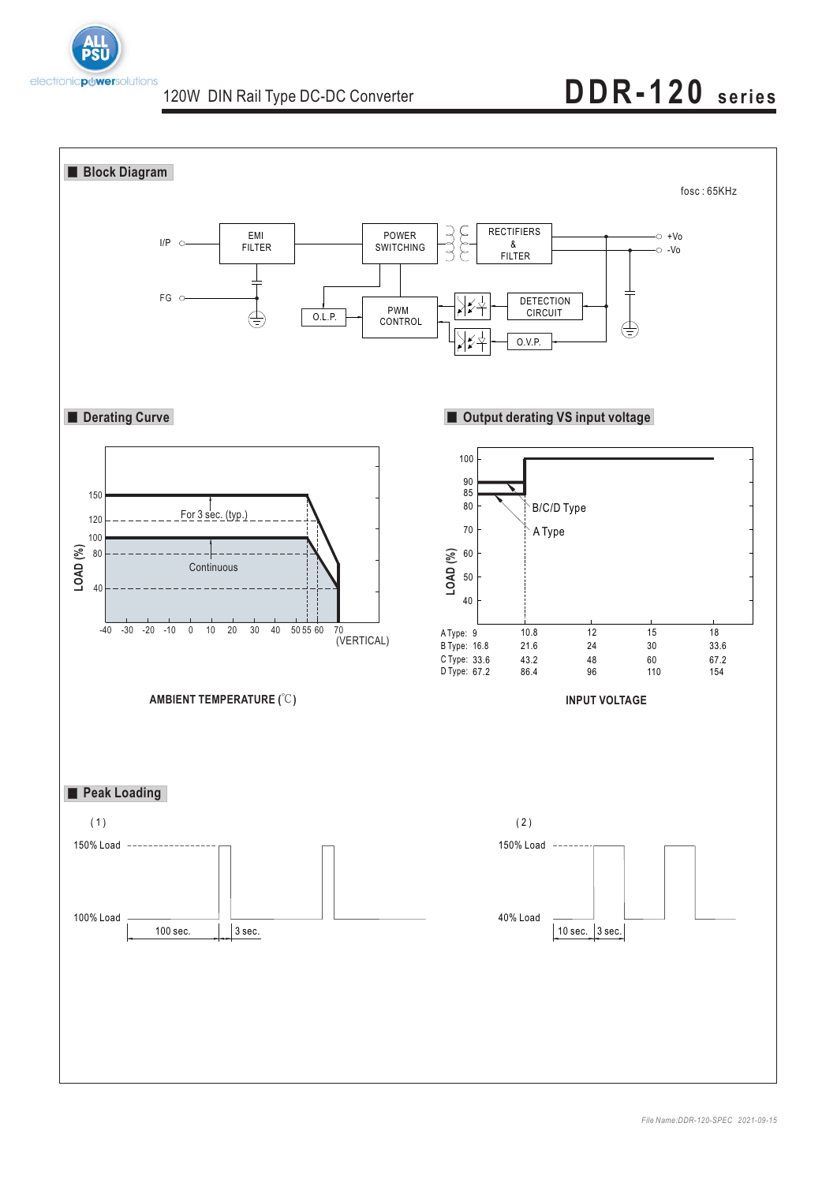120W DIN Rail Type DC-DC Converter

# DDR-120 series

## Block Diagram

fosc : 65KHz

I/P, FG, EMI FILTER, POWER SWITCHING, RECTIFIERS & FILTER, +Vo, -Vo, O.L.P., PWM CONTROL, DETECTION CIRCUIT, O.V.P.

## Derating Curve

LOAD (%): 150, 120, 100, 80, 40

For 3 sec. (typ.)

Continuous

-40 -30 -20 -10 0 10 20 30 40 50 55 60 70 (VERTICAL)

AMBIENT TEMPERATURE (℃)

## Output derating VS input voltage

LOAD (%): 100, 90, 85, 80, 70, 60, 50, 40

B/C/D Type

A Type

| | | | | |
|---|---|---|---|---|
| A Type: 9 | 10.8 | 12 | 15 | 18 |
| B Type: 16.8 | 21.6 | 24 | 30 | 33.6 |
| C Type: 33.6 | 43.2 | 48 | 60 | 67.2 |
| D Type: 67.2 | 86.4 | 96 | 110 | 154 |

INPUT VOLTAGE

## Peak Loading

(1)

150% Load

100% Load

100 sec. 3 sec.

(2)

150% Load

40% Load

10 sec. 3 sec.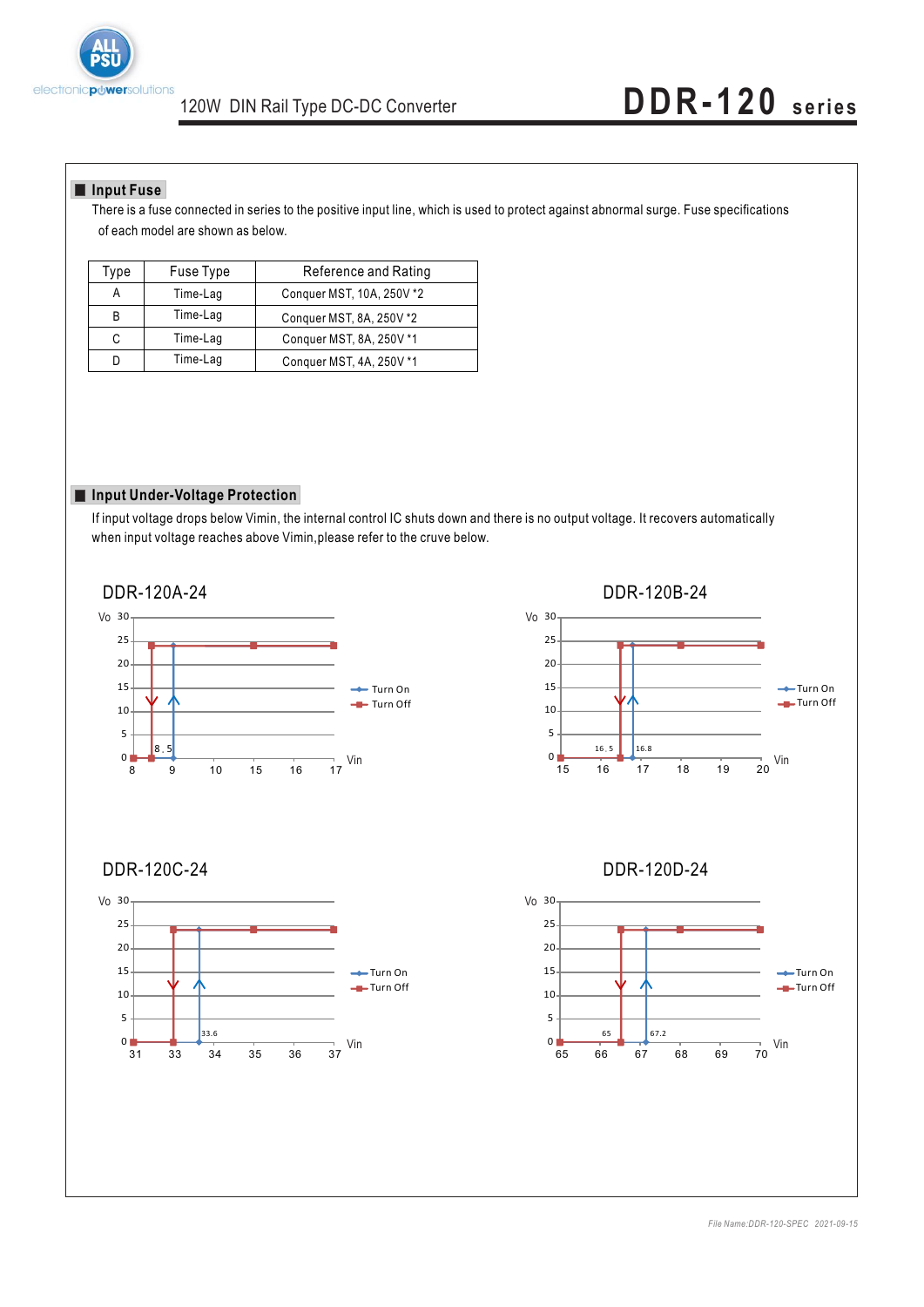## Input Fuse

There is a fuse connected in series to the positive input line, which is used to protect against abnormal surge. Fuse specifications of each model are shown as below.

| Type | Fuse Type | Reference and Rating |
|---|---|---|
| A | Time-Lag | Conquer MST, 10A, 250V *2 |
| B | Time-Lag | Conquer MST, 8A, 250V *2 |
| C | Time-Lag | Conquer MST, 8A, 250V *1 |
| D | Time-Lag | Conquer MST, 4A, 250V *1 |

## Input Under-Voltage Protection

If input voltage drops below Vimin, the internal control IC shuts down and there is no output voltage. It recovers automatically when input voltage reaches above Vimin,please refer to the cruve below.

DDR-120A-24

DDR-120B-24

DDR-120C-24

DDR-120D-24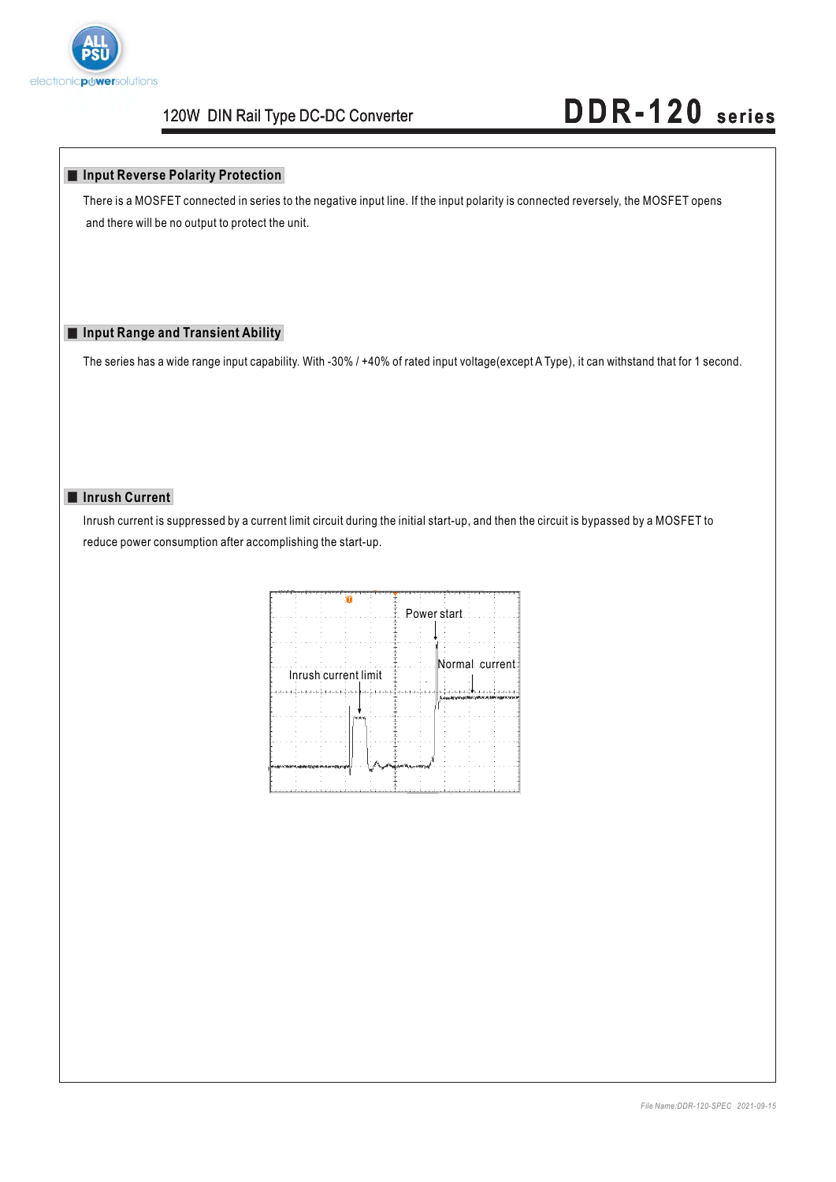## Input Reverse Polarity Protection

There is a MOSFET connected in series to the negative input line. If the input polarity is connected reversely, the MOSFET opens and there will be no output to protect the unit.

## Input Range and Transient Ability

The series has a wide range input capability. With -30% / +40% of rated input voltage(except A Type), it can withstand that for 1 second.

## Inrush Current

Inrush current is suppressed by a current limit circuit during the initial start-up, and then the circuit is bypassed by a MOSFET to reduce power consumption after accomplishing the start-up.

Power start

Normal current

Inrush current limit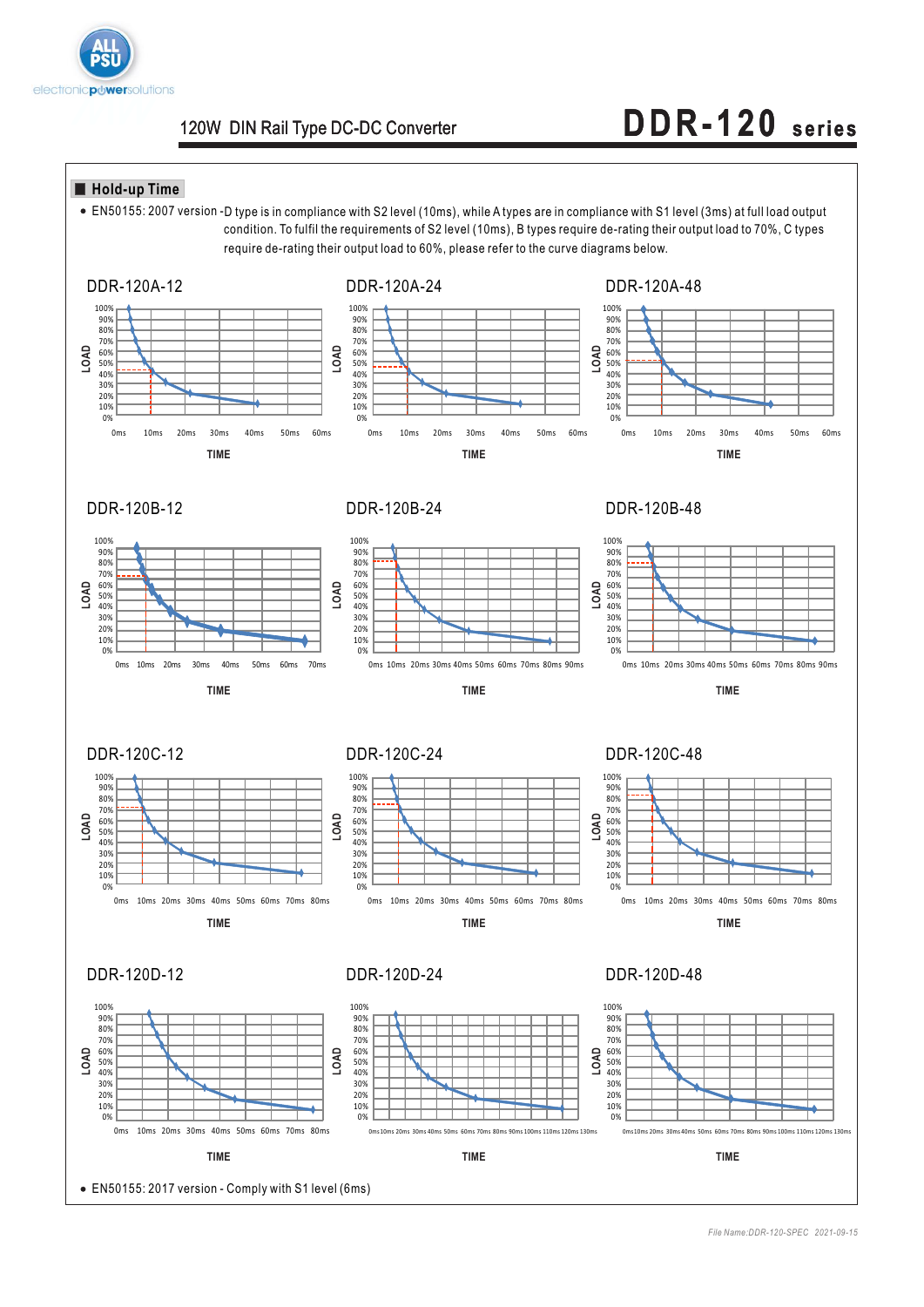## Hold-up Time

- EN50155: 2007 version -D type is in compliance with S2 level (10ms), while A types are in compliance with S1 level (3ms) at full load output condition. To fulfil the requirements of S2 level (10ms), B types require de-rating their output load to 70%, C types require de-rating their output load to 60%, please refer to the curve diagrams below.

DDR-120A-12

DDR-120A-24

DDR-120A-48

DDR-120B-12

DDR-120B-24

DDR-120B-48

DDR-120C-12

DDR-120C-24

DDR-120C-48

DDR-120D-12

DDR-120D-24

DDR-120D-48

- EN50155: 2017 version - Comply with S1 level (6ms)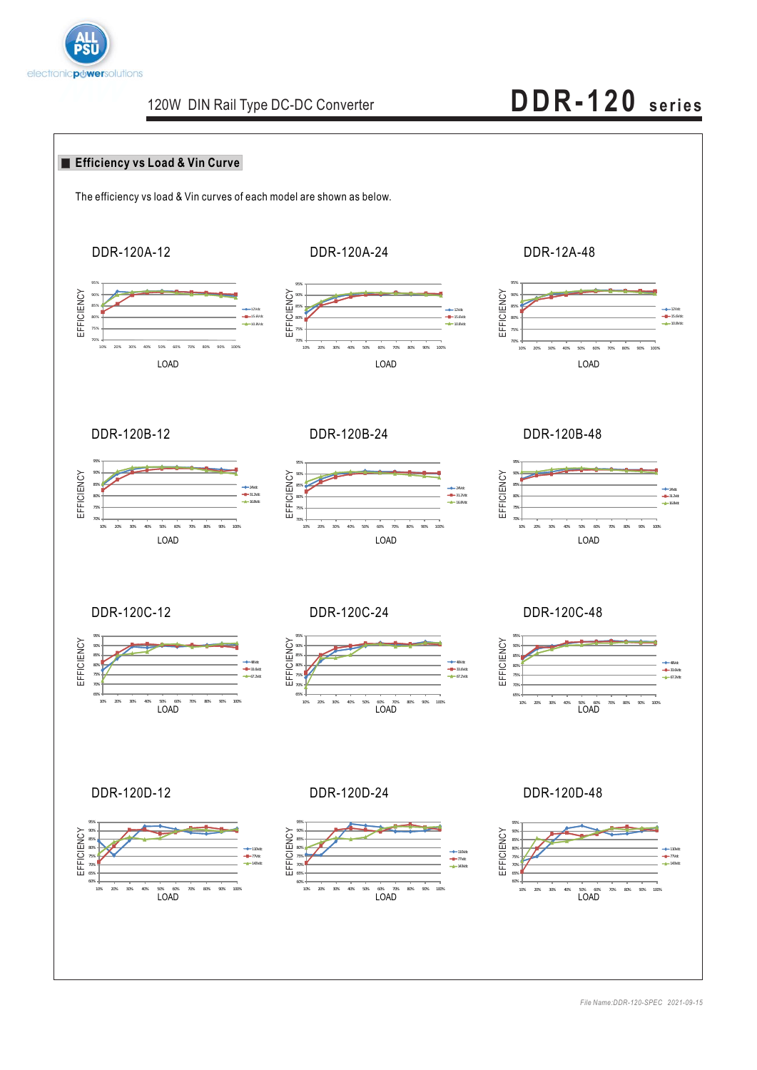## Efficiency vs Load & Vin Curve

The efficiency vs load & Vin curves of each model are shown as below.

DDR-120A-12

DDR-120A-24

DDR-12A-48

DDR-120B-12

DDR-120B-24

DDR-120B-48

DDR-120C-12

DDR-120C-24

DDR-120C-48

DDR-120D-12

DDR-120D-24

DDR-120D-48

*File Name:DDR-120-SPEC 2021-09-15*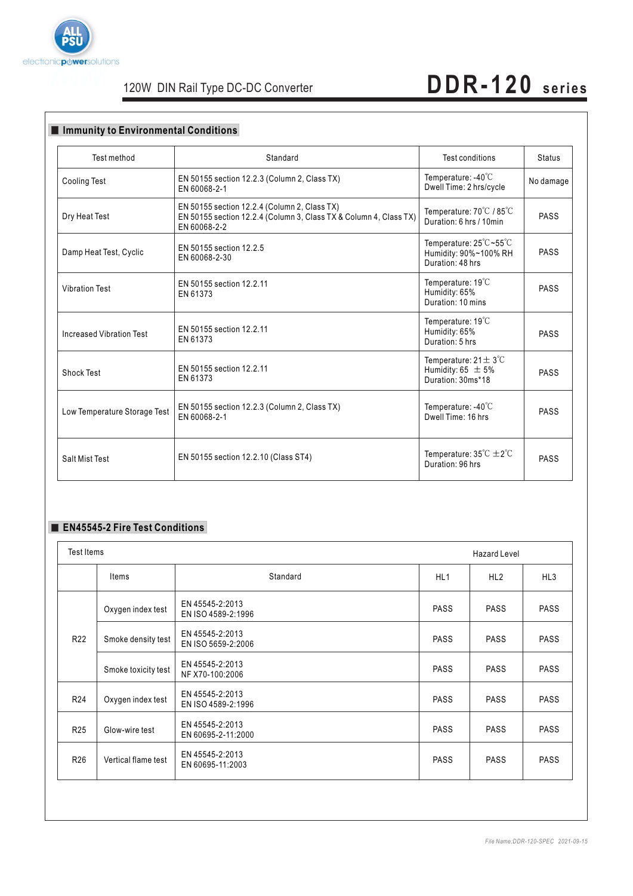## Immunity to Environmental Conditions

| Test method | Standard | Test conditions | Status |
|---|---|---|---|
| Cooling Test | EN 50155 section 12.2.3 (Column 2, Class TX)<br>EN 60068-2-1 | Temperature: -40℃<br>Dwell Time: 2 hrs/cycle | No damage |
| Dry Heat Test | EN 50155 section 12.2.4 (Column 2, Class TX)<br>EN 50155 section 12.2.4 (Column 3, Class TX & Column 4, Class TX)<br>EN 60068-2-2 | Temperature: 70℃ / 85℃<br>Duration: 6 hrs / 10min | PASS |
| Damp Heat Test, Cyclic | EN 50155 section 12.2.5<br>EN 60068-2-30 | Temperature: 25℃~55℃<br>Humidity: 90%~100% RH<br>Duration: 48 hrs | PASS |
| Vibration Test | EN 50155 section 12.2.11<br>EN 61373 | Temperature: 19℃<br>Humidity: 65%<br>Duration: 10 mins | PASS |
| Increased Vibration Test | EN 50155 section 12.2.11<br>EN 61373 | Temperature: 19℃<br>Humidity: 65%<br>Duration: 5 hrs | PASS |
| Shock Test | EN 50155 section 12.2.11<br>EN 61373 | Temperature: 21± 3℃<br>Humidity: 65 ± 5%<br>Duration: 30ms*18 | PASS |
| Low Temperature Storage Test | EN 50155 section 12.2.3 (Column 2, Class TX)<br>EN 60068-2-1 | Temperature: -40℃<br>Dwell Time: 16 hrs | PASS |
| Salt Mist Test | EN 50155 section 12.2.10 (Class ST4) | Temperature: 35℃ ±2℃<br>Duration: 96 hrs | PASS |

## EN45545-2 Fire Test Conditions

| Test Items | | | Hazard Level | | |
|---|---|---|---|---|---|
| | Items | Standard | HL1 | HL2 | HL3 |
| R22 | Oxygen index test | EN 45545-2:2013<br>EN ISO 4589-2:1996 | PASS | PASS | PASS |
| R22 | Smoke density test | EN 45545-2:2013<br>EN ISO 5659-2:2006 | PASS | PASS | PASS |
| R22 | Smoke toxicity test | EN 45545-2:2013<br>NF X70-100:2006 | PASS | PASS | PASS |
| R24 | Oxygen index test | EN 45545-2:2013<br>EN ISO 4589-2:1996 | PASS | PASS | PASS |
| R25 | Glow-wire test | EN 45545-2:2013<br>EN 60695-2-11:2000 | PASS | PASS | PASS |
| R26 | Vertical flame test | EN 45545-2:2013<br>EN 60695-11:2003 | PASS | PASS | PASS |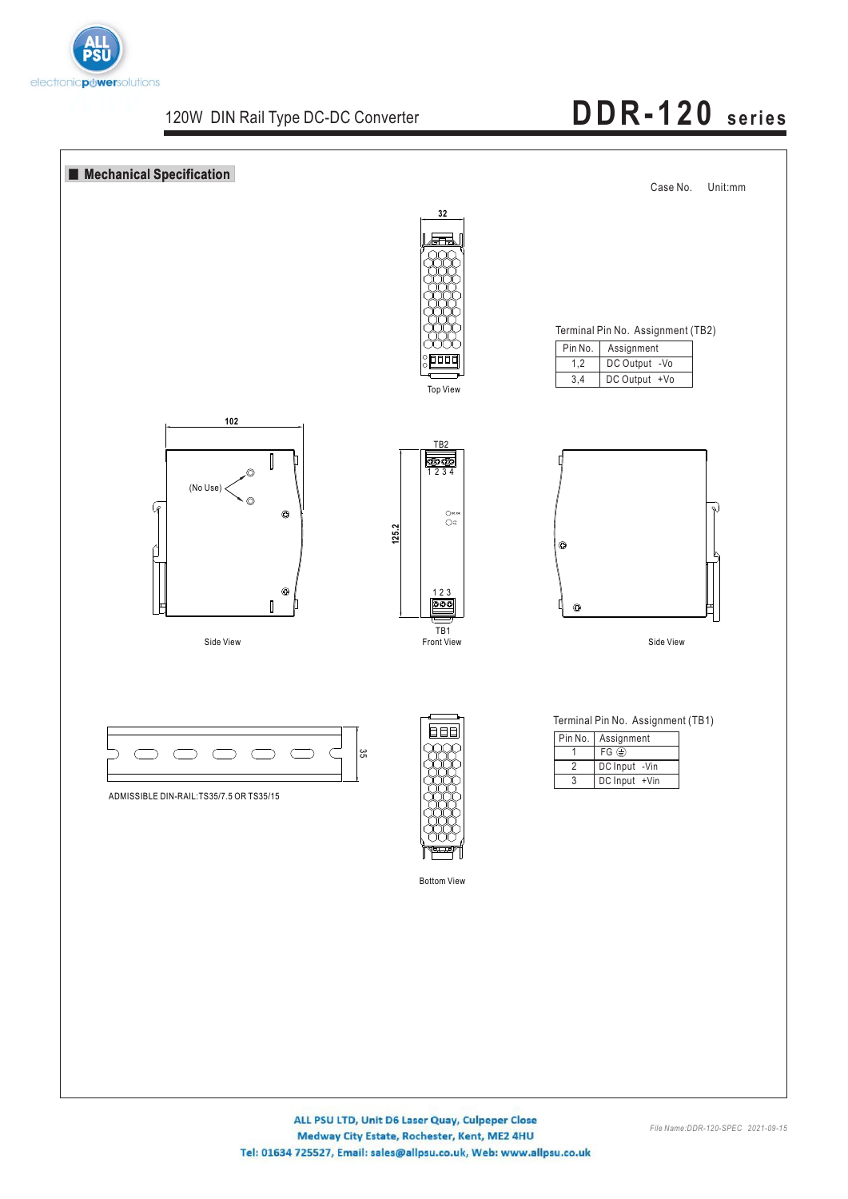120W DIN Rail Type DC-DC Converter

# DDR-120 series

## Mechanical Specification

Case No.  Unit:mm

32

Top View

Terminal Pin No. Assignment (TB2)

| Pin No. | Assignment |
|---|---|
| 1,2 | DC Output -Vo |
| 3,4 | DC Output +Vo |

102

(No Use)

Side View

TB2

1 2 3 4

125.2

1 2 3

TB1

Front View

Side View

35

ADMISSIBLE DIN-RAIL:TS35/7.5 OR TS35/15

Bottom View

Terminal Pin No. Assignment (TB1)

| Pin No. | Assignment |
|---|---|
| 1 | FG ⏚ |
| 2 | DC Input -Vin |
| 3 | DC Input +Vin |

ALL PSU LTD, Unit D6 Laser Quay, Culpeper Close
Medway City Estate, Rochester, Kent, ME2 4HU
Tel: 01634 725527, Email: sales@allpsu.co.uk, Web: www.allpsu.co.uk

File Name:DDR-120-SPEC 2021-09-15